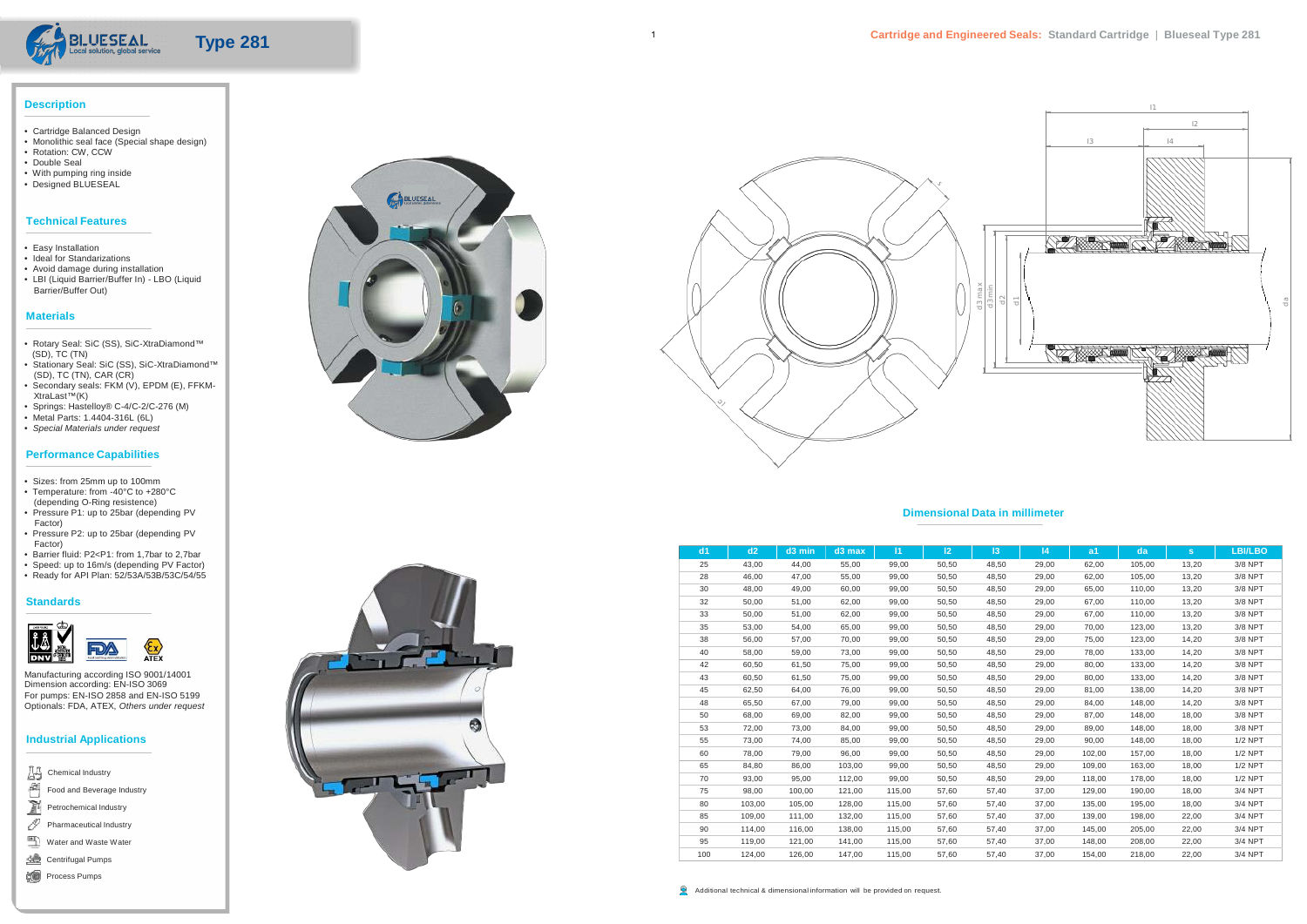# Type 281

Cartridge and Engineered Seals: Standard Cartridge | Blueseal Type 281

## Description

- Cartridge Balanced Design
- Monolithic seal face (Special shape design)
- Rotation: CW, CCW
- Double Seal
- With pumping ring inside
- Designed BLUESEAL

## Technical Features

- Easy Installation
- Ideal for Standarizations
- Avoid damage during installation
- LBI (Liquid Barrier/Buffer In) - LBO (Liquid Barrier/Buffer Out)

## Materials

- Rotary Seal: SiC (SS), SiC-XtraDiamond™ (SD), TC (TN)
- Stationary Seal: SiC (SS), SiC-XtraDiamond™ (SD), TC (TN), CAR (CR)
- Secondary seals: FKM (V), EPDM (E), FFKM-XtraLast™(K)
- Springs: Hastelloy® C-4/C-2/C-276 (M)
- Metal Parts: 1.4404-316L (6L)
- *Special Materials under request*

## Performance Capabilities

- Sizes: from 25mm up to 100mm
- Temperature: from -40°C to +280°C (depending O-Ring resistence)
- Pressure P1: up to 25bar (depending PV Factor)
- Pressure P2: up to 25bar (depending PV Factor)
- Barrier fluid: P2<P1: from 1,7bar to 2,7bar
- Speed: up to 16m/s (depending PV Factor)
- Ready for API Plan: 52/53A/53B/53C/54/55

## Standards

Manufacturing according ISO 9001/14001
Dimension according: EN-ISO 3069
For pumps: EN-ISO 2858 and EN-ISO 5199
Optionals: FDA, ATEX, *Others under request*

## Industrial Applications

- Chemical Industry
- Food and Beverage Industry
- Petrochemical Industry
- Pharmaceutical Industry
- Water and Waste Water
- Centrifugal Pumps
- Process Pumps

## Dimensional Data in millimeter

| d1 | d2 | d3 min | d3 max | l1 | l2 | l3 | l4 | a1 | da | s | LBI/LBO |
|---|---|---|---|---|---|---|---|---|---|---|---|
| 25 | 43,00 | 44,00 | 55,00 | 99,00 | 50,50 | 48,50 | 29,00 | 62,00 | 105,00 | 13,20 | 3/8 NPT |
| 28 | 46,00 | 47,00 | 55,00 | 99,00 | 50,50 | 48,50 | 29,00 | 62,00 | 105,00 | 13,20 | 3/8 NPT |
| 30 | 48,00 | 49,00 | 60,00 | 99,00 | 50,50 | 48,50 | 29,00 | 65,00 | 110,00 | 13,20 | 3/8 NPT |
| 32 | 50,00 | 51,00 | 62,00 | 99,00 | 50,50 | 48,50 | 29,00 | 67,00 | 110,00 | 13,20 | 3/8 NPT |
| 33 | 50,00 | 51,00 | 62,00 | 99,00 | 50,50 | 48,50 | 29,00 | 67,00 | 110,00 | 13,20 | 3/8 NPT |
| 35 | 53,00 | 54,00 | 65,00 | 99,00 | 50,50 | 48,50 | 29,00 | 70,00 | 123,00 | 13,20 | 3/8 NPT |
| 38 | 56,00 | 57,00 | 70,00 | 99,00 | 50,50 | 48,50 | 29,00 | 75,00 | 123,00 | 14,20 | 3/8 NPT |
| 40 | 58,00 | 59,00 | 73,00 | 99,00 | 50,50 | 48,50 | 29,00 | 78,00 | 133,00 | 14,20 | 3/8 NPT |
| 42 | 60,50 | 61,50 | 75,00 | 99,00 | 50,50 | 48,50 | 29,00 | 80,00 | 133,00 | 14,20 | 3/8 NPT |
| 43 | 60,50 | 61,50 | 75,00 | 99,00 | 50,50 | 48,50 | 29,00 | 80,00 | 133,00 | 14,20 | 3/8 NPT |
| 45 | 62,50 | 64,00 | 76,00 | 99,00 | 50,50 | 48,50 | 29,00 | 81,00 | 138,00 | 14,20 | 3/8 NPT |
| 48 | 65,50 | 67,00 | 79,00 | 99,00 | 50,50 | 48,50 | 29,00 | 84,00 | 148,00 | 14,20 | 3/8 NPT |
| 50 | 68,00 | 69,00 | 82,00 | 99,00 | 50,50 | 48,50 | 29,00 | 87,00 | 148,00 | 18,00 | 3/8 NPT |
| 53 | 72,00 | 73,00 | 84,00 | 99,00 | 50,50 | 48,50 | 29,00 | 89,00 | 148,00 | 18,00 | 3/8 NPT |
| 55 | 73,00 | 74,00 | 85,00 | 99,00 | 50,50 | 48,50 | 29,00 | 90,00 | 148,00 | 18,00 | 1/2 NPT |
| 60 | 78,00 | 79,00 | 96,00 | 99,00 | 50,50 | 48,50 | 29,00 | 102,00 | 157,00 | 18,00 | 1/2 NPT |
| 65 | 84,80 | 86,00 | 103,00 | 99,00 | 50,50 | 48,50 | 29,00 | 109,00 | 163,00 | 18,00 | 1/2 NPT |
| 70 | 93,00 | 95,00 | 112,00 | 99,00 | 50,50 | 48,50 | 29,00 | 118,00 | 178,00 | 18,00 | 1/2 NPT |
| 75 | 98,00 | 100,00 | 121,00 | 115,00 | 57,60 | 57,40 | 37,00 | 129,00 | 190,00 | 18,00 | 3/4 NPT |
| 80 | 103,00 | 105,00 | 128,00 | 115,00 | 57,60 | 57,40 | 37,00 | 135,00 | 195,00 | 18,00 | 3/4 NPT |
| 85 | 109,00 | 111,00 | 132,00 | 115,00 | 57,60 | 57,40 | 37,00 | 139,00 | 198,00 | 22,00 | 3/4 NPT |
| 90 | 114,00 | 116,00 | 138,00 | 115,00 | 57,60 | 57,40 | 37,00 | 145,00 | 205,00 | 22,00 | 3/4 NPT |
| 95 | 119,00 | 121,00 | 141,00 | 115,00 | 57,60 | 57,40 | 37,00 | 148,00 | 208,00 | 22,00 | 3/4 NPT |
| 100 | 124,00 | 126,00 | 147,00 | 115,00 | 57,60 | 57,40 | 37,00 | 154,00 | 218,00 | 22,00 | 3/4 NPT |

Additional technical & dimensional information will be provided on request.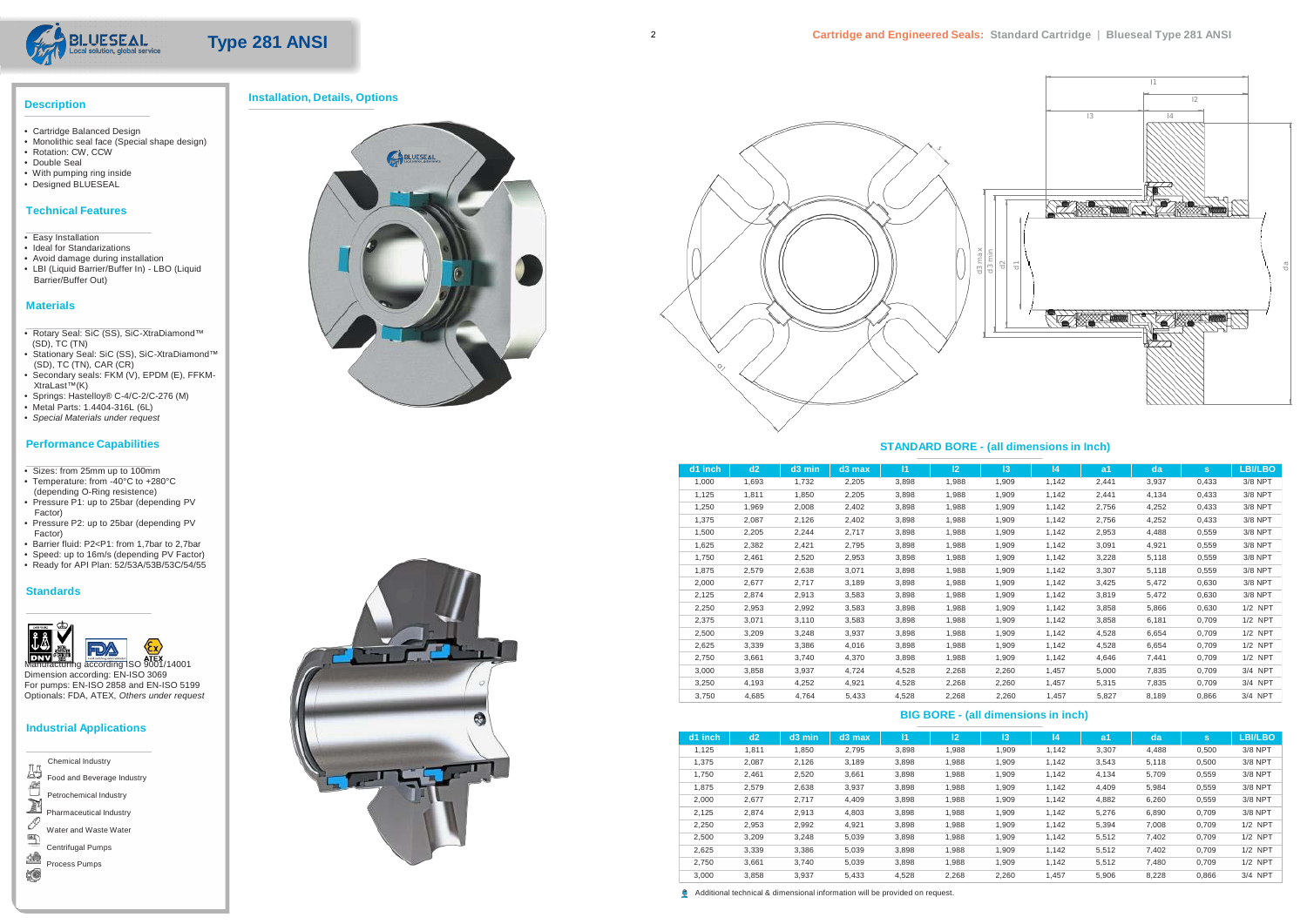# Type 281 ANSI

## Description

- Cartridge Balanced Design
- Monolithic seal face (Special shape design)
- Rotation: CW, CCW
- Double Seal
- With pumping ring inside
- Designed BLUESEAL

## Technical Features

- Easy Installation
- Ideal for Standarizations
- Avoid damage during installation
- LBI (Liquid Barrier/Buffer In) - LBO (Liquid Barrier/Buffer Out)

## Materials

- Rotary Seal: SiC (SS), SiC-XtraDiamond™ (SD), TC (TN)
- Stationary Seal: SiC (SS), SiC-XtraDiamond™ (SD), TC (TN), CAR (CR)
- Secondary seals: FKM (V), EPDM (E), FFKM-XtraLast™(K)
- Springs: Hastelloy® C-4/C-2/C-276 (M)
- Metal Parts: 1.4404-316L (6L)
- *Special Materials under request*

## Performance Capabilities

- Sizes: from 25mm up to 100mm
- Temperature: from -40°C to +280°C (depending O-Ring resistence)
- Pressure P1: up to 25bar (depending PV Factor)
- Pressure P2: up to 25bar (depending PV Factor)
- Barrier fluid: P2<P1: from 1,7bar to 2,7bar
- Speed: up to 16m/s (depending PV Factor)
- Ready for API Plan: 52/53A/53B/53C/54/55

## Standards

Manufacturing according ISO 9001/14001
Dimension according: EN-ISO 3069
For pumps: EN-ISO 2858 and EN-ISO 5199
Optionals: FDA, ATEX, *Others under request*

## Industrial Applications

- Chemical Industry
- Food and Beverage Industry
- Petrochemical Industry
- Pharmaceutical Industry
- Water and Waste Water
- Centrifugal Pumps
- Process Pumps

## Installation, Details, Options

## STANDARD BORE - (all dimensions in Inch)

| d1 inch | d2 | d3 min | d3 max | l1 | l2 | l3 | l4 | a1 | da | s | LBI/LBO |
|---|---|---|---|---|---|---|---|---|---|---|---|
| 1,000 | 1,693 | 1,732 | 2,205 | 3,898 | 1,988 | 1,909 | 1,142 | 2,441 | 3,937 | 0,433 | 3/8 NPT |
| 1,125 | 1,811 | 1,850 | 2,205 | 3,898 | 1,988 | 1,909 | 1,142 | 2,441 | 4,134 | 0,433 | 3/8 NPT |
| 1,250 | 1,969 | 2,008 | 2,402 | 3,898 | 1,988 | 1,909 | 1,142 | 2,756 | 4,252 | 0,433 | 3/8 NPT |
| 1,375 | 2,087 | 2,126 | 2,402 | 3,898 | 1,988 | 1,909 | 1,142 | 2,756 | 4,252 | 0,433 | 3/8 NPT |
| 1,500 | 2,205 | 2,244 | 2,717 | 3,898 | 1,988 | 1,909 | 1,142 | 2,953 | 4,488 | 0,559 | 3/8 NPT |
| 1,625 | 2,382 | 2,421 | 2,795 | 3,898 | 1,988 | 1,909 | 1,142 | 3,091 | 4,921 | 0,559 | 3/8 NPT |
| 1,750 | 2,461 | 2,520 | 2,953 | 3,898 | 1,988 | 1,909 | 1,142 | 3,228 | 5,118 | 0,559 | 3/8 NPT |
| 1,875 | 2,579 | 2,638 | 3,071 | 3,898 | 1,988 | 1,909 | 1,142 | 3,307 | 5,118 | 0,559 | 3/8 NPT |
| 2,000 | 2,677 | 2,717 | 3,189 | 3,898 | 1,988 | 1,909 | 1,142 | 3,425 | 5,472 | 0,630 | 3/8 NPT |
| 2,125 | 2,874 | 2,913 | 3,583 | 3,898 | 1,988 | 1,909 | 1,142 | 3,819 | 5,472 | 0,630 | 3/8 NPT |
| 2,250 | 2,953 | 2,992 | 3,583 | 3,898 | 1,988 | 1,909 | 1,142 | 3,858 | 5,866 | 0,630 | 1/2 NPT |
| 2,375 | 3,071 | 3,110 | 3,583 | 3,898 | 1,988 | 1,909 | 1,142 | 3,858 | 6,181 | 0,709 | 1/2 NPT |
| 2,500 | 3,209 | 3,248 | 3,937 | 3,898 | 1,988 | 1,909 | 1,142 | 4,528 | 6,654 | 0,709 | 1/2 NPT |
| 2,625 | 3,339 | 3,386 | 4,016 | 3,898 | 1,988 | 1,909 | 1,142 | 4,528 | 6,654 | 0,709 | 1/2 NPT |
| 2,750 | 3,661 | 3,740 | 4,370 | 3,898 | 1,988 | 1,909 | 1,142 | 4,646 | 7,441 | 0,709 | 1/2 NPT |
| 3,000 | 3,858 | 3,937 | 4,724 | 4,528 | 2,268 | 2,260 | 1,457 | 5,000 | 7,835 | 0,709 | 3/4 NPT |
| 3,250 | 4,193 | 4,252 | 4,921 | 4,528 | 2,268 | 2,260 | 1,457 | 5,315 | 7,835 | 0,709 | 3/4 NPT |
| 3,750 | 4,685 | 4,764 | 5,433 | 4,528 | 2,268 | 2,260 | 1,457 | 5,827 | 8,189 | 0,866 | 3/4 NPT |

## BIG BORE - (all dimensions in inch)

| d1 inch | d2 | d3 min | d3 max | l1 | l2 | l3 | l4 | a1 | da | s | LBI/LBO |
|---|---|---|---|---|---|---|---|---|---|---|---|
| 1,125 | 1,811 | 1,850 | 2,795 | 3,898 | 1,988 | 1,909 | 1,142 | 3,307 | 4,488 | 0,500 | 3/8 NPT |
| 1,375 | 2,087 | 2,126 | 3,189 | 3,898 | 1,988 | 1,909 | 1,142 | 3,543 | 5,118 | 0,500 | 3/8 NPT |
| 1,750 | 2,461 | 2,520 | 3,661 | 3,898 | 1,988 | 1,909 | 1,142 | 4,134 | 5,709 | 0,559 | 3/8 NPT |
| 1,875 | 2,579 | 2,638 | 3,937 | 3,898 | 1,988 | 1,909 | 1,142 | 4,409 | 5,984 | 0,559 | 3/8 NPT |
| 2,000 | 2,677 | 2,717 | 4,409 | 3,898 | 1,988 | 1,909 | 1,142 | 4,882 | 6,260 | 0,559 | 3/8 NPT |
| 2,125 | 2,874 | 2,913 | 4,803 | 3,898 | 1,988 | 1,909 | 1,142 | 5,276 | 6,890 | 0,709 | 3/8 NPT |
| 2,250 | 2,953 | 2,992 | 4,921 | 3,898 | 1,988 | 1,909 | 1,142 | 5,394 | 7,008 | 0,709 | 1/2 NPT |
| 2,500 | 3,209 | 3,248 | 5,039 | 3,898 | 1,988 | 1,909 | 1,142 | 5,512 | 7,402 | 0,709 | 1/2 NPT |
| 2,625 | 3,339 | 3,386 | 5,039 | 3,898 | 1,988 | 1,909 | 1,142 | 5,512 | 7,402 | 0,709 | 1/2 NPT |
| 2,750 | 3,661 | 3,740 | 5,039 | 3,898 | 1,988 | 1,909 | 1,142 | 5,512 | 7,480 | 0,709 | 1/2 NPT |
| 3,000 | 3,858 | 3,937 | 5,433 | 4,528 | 2,268 | 2,260 | 1,457 | 5,906 | 8,228 | 0,866 | 3/4 NPT |

Additional technical & dimensional information will be provided on request.